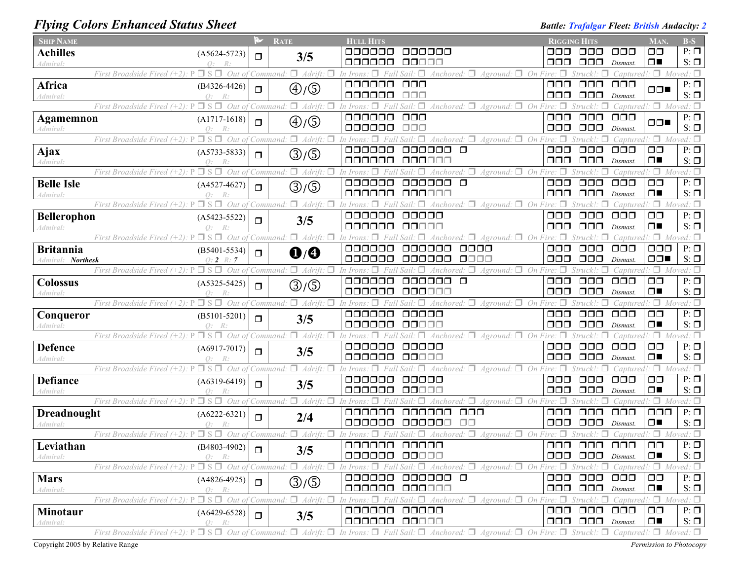## Flying Colors Enhanced Status Sheet

**Battle:** Trafalgar **Fleet:** British **Audacity:** 2

| Ship Name | | Flag | Rate | Hull Hits | Rigging Hits | Man. | B-S |
|---|---|---|---|---|---|---|---|
| **Achilles** (Admiral:) | (A5624-5723) Q: R: | ❐ | 3/5 | | Dismast. | | P: ❐ S: ❐ |
| **Africa** (Admiral:) | (B4326-4426) Q: R: | ❐ | ④/⑤ | | Dismast. | | P: ❐ S: ❐ |
| **Agamemnon** (Admiral:) | (A1717-1618) Q: R: | ❐ | ④/⑤ | | Dismast. | | P: ❐ S: ❐ |
| **Ajax** (Admiral:) | (A5733-5833) Q: R: | ❐ | ③/⑤ | | Dismast. | | P: ❐ S: ❐ |
| **Belle Isle** (Admiral:) | (A4527-4627) Q: R: | ❐ | ③/⑤ | | Dismast. | | P: ❐ S: ❐ |
| **Bellerophon** (Admiral:) | (A5423-5522) Q: R: | ❐ | 3/5 | | Dismast. | | P: ❐ S: ❐ |
| **Britannia** (Admiral: Northesk) | (B5401-5534) Q: 2 R: 7 | ❐ | ❶/❹ | | Dismast. | | P: ❐ S: ❐ |
| **Colossus** (Admiral:) | (A5325-5425) Q: R: | ❐ | ③/⑤ | | Dismast. | | P: ❐ S: ❐ |
| **Conqueror** (Admiral:) | (B5101-5201) Q: R: | ❐ | 3/5 | | Dismast. | | P: ❐ S: ❐ |
| **Defence** (Admiral:) | (A6917-7017) Q: R: | ❐ | 3/5 | | Dismast. | | P: ❐ S: ❐ |
| **Defiance** (Admiral:) | (A6319-6419) Q: R: | ❐ | 3/5 | | Dismast. | | P: ❐ S: ❐ |
| **Dreadnought** (Admiral:) | (A6222-6321) Q: R: | ❐ | 2/4 | | Dismast. | | P: ❐ S: ❐ |
| **Leviathan** (Admiral:) | (B4803-4902) Q: R: | ❐ | 3/5 | | Dismast. | | P: ❐ S: ❐ |
| **Mars** (Admiral:) | (A4826-4925) Q: R: | ❐ | ③/⑤ | | Dismast. | | P: ❐ S: ❐ |
| **Minotaur** (Admiral:) | (A6429-6528) Q: R: | ❐ | 3/5 | | Dismast. | | P: ❐ S: ❐ |

Each ship row is followed by: *First Broadside Fired (+2): P ❐ S ❐ Out of Command: ❐ Adrift: ❐ In Irons: ❐ Full Sail: ❐ Anchored: ❐ Aground: ❐ On Fire: ❐ Struck!: ❐ Captured!: ❐ Moved: ❐*

Copyright 2005 by Relative Range — *Permission to Photocopy*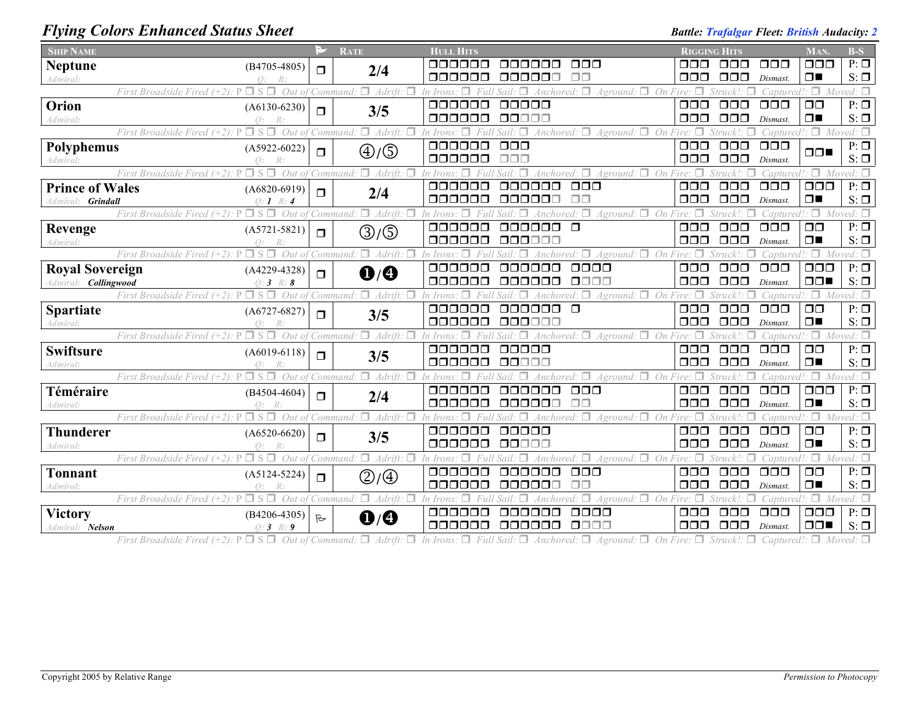## *Flying Colors Enhanced Status Sheet*

***Battle:*** ***Trafalgar*** ***Fleet:*** ***British*** ***Audacity:*** ***2***

| Ship Name | | ⚑ | Rate | Hull Hits | Rigging Hits | Man. | B-S |
|---|---|---|---|---|---|---|---|
| **Neptune** *Admiral:* | (B4705-4805) *Q: R:* | ❐ | **2/4** | ❐❐❐❐❐❐ ❐❐❐❐❐❐ ❐❐❐ / ❐❐❐❐❐❐ ❐❐❐❐❐❐ ❐❐ | ❐❐❐ ❐❐❐ ❐❐❐ / ❐❐❐ ❐❐❐ *Dismast.* | ❐❐❐ / ❐■ | P: ❐ S: ❐ |
| *First Broadside Fired (+2): P ❐ S ❐ Out of Command: ❐ Adrift: ❐ In Irons: ❐ Full Sail: ❐ Anchored: ❐ Aground: ❐ On Fire: ❐ Struck!: ❐ Captured!: ❐ Moved: ❐* | | | | | | | |
| **Orion** *Admiral:* | (A6130-6230) *Q: R:* | ❐ | **3/5** | ❐❐❐❐❐❐ ❐❐❐❐❐ / ❐❐❐❐❐❐ ❐❐❐❐❐ | ❐❐❐ ❐❐❐ ❐❐❐ / ❐❐❐ ❐❐❐ *Dismast.* | ❐❐ / ❐■ | P: ❐ S: ❐ |
| *First Broadside Fired (+2): P ❐ S ❐ Out of Command: ❐ Adrift: ❐ In Irons: ❐ Full Sail: ❐ Anchored: ❐ Aground: ❐ On Fire: ❐ Struck!: ❐ Captured!: ❐ Moved: ❐* | | | | | | | |
| **Polyphemus** *Admiral:* | (A5922-6022) *Q: R:* | ❐ | ④/⑤ | ❐❐❐❐❐❐ ❐❐❐ / ❐❐❐❐❐❐ ❐❐❐ | ❐❐❐ ❐❐❐ ❐❐❐ / ❐❐❐ ❐❐❐ *Dismast.* | ❐❐■ | P: ❐ S: ❐ |
| *First Broadside Fired (+2): P ❐ S ❐ Out of Command: ❐ Adrift: ❐ In Irons: ❐ Full Sail: ❐ Anchored: ❐ Aground: ❐ On Fire: ❐ Struck!: ❐ Captured!: ❐ Moved: ❐* | | | | | | | |
| **Prince of Wales** *Admiral:* ***Grindall*** | (A6820-6919) *Q: **1** R: **4*** | ❐ | **2/4** | ❐❐❐❐❐❐ ❐❐❐❐❐❐ ❐❐❐ / ❐❐❐❐❐❐ ❐❐❐❐❐❐ ❐❐ | ❐❐❐ ❐❐❐ ❐❐❐ / ❐❐❐ ❐❐❐ *Dismast.* | ❐❐❐ / ❐■ | P: ❐ S: ❐ |
| *First Broadside Fired (+2): P ❐ S ❐ Out of Command: ❐ Adrift: ❐ In Irons: ❐ Full Sail: ❐ Anchored: ❐ Aground: ❐ On Fire: ❐ Struck!: ❐ Captured!: ❐ Moved: ❐* | | | | | | | |
| **Revenge** *Admiral:* | (A5721-5821) *Q: R:* | ❐ | ③/⑤ | ❐❐❐❐❐❐ ❐❐❐❐❐❐ ❐ / ❐❐❐❐❐❐ ❐❐❐❐❐❐ | ❐❐❐ ❐❐❐ ❐❐❐ / ❐❐❐ ❐❐❐ *Dismast.* | ❐❐ / ❐■ | P: ❐ S: ❐ |
| *First Broadside Fired (+2): P ❐ S ❐ Out of Command: ❐ Adrift: ❐ In Irons: ❐ Full Sail: ❐ Anchored: ❐ Aground: ❐ On Fire: ❐ Struck!: ❐ Captured!: ❐ Moved: ❐* | | | | | | | |
| **Royal Sovereign** *Admiral:* ***Collingwood*** | (A4229-4328) *Q: **3** R: **8*** | ❐ | ❶/❹ | ❐❐❐❐❐❐ ❐❐❐❐❐❐ ❐❐❐❐ / ❐❐❐❐❐❐ ❐❐❐❐❐❐ ❐❐❐❐ | ❐❐❐ ❐❐❐ ❐❐❐ / ❐❐❐ ❐❐❐ *Dismast.* | ❐❐❐ / ❐❐■ | P: ❐ S: ❐ |
| *First Broadside Fired (+2): P ❐ S ❐ Out of Command: ❐ Adrift: ❐ In Irons: ❐ Full Sail: ❐ Anchored: ❐ Aground: ❐ On Fire: ❐ Struck!: ❐ Captured!: ❐ Moved: ❐* | | | | | | | |
| **Spartiate** *Admiral:* | (A6727-6827) *Q: R:* | ❐ | **3/5** | ❐❐❐❐❐❐ ❐❐❐❐❐❐ ❐ / ❐❐❐❐❐❐ ❐❐❐❐❐❐ | ❐❐❐ ❐❐❐ ❐❐❐ / ❐❐❐ ❐❐❐ *Dismast.* | ❐❐ / ❐■ | P: ❐ S: ❐ |
| *First Broadside Fired (+2): P ❐ S ❐ Out of Command: ❐ Adrift: ❐ In Irons: ❐ Full Sail: ❐ Anchored: ❐ Aground: ❐ On Fire: ❐ Struck!: ❐ Captured!: ❐ Moved: ❐* | | | | | | | |
| **Swiftsure** *Admiral:* | (A6019-6118) *Q: R:* | ❐ | **3/5** | ❐❐❐❐❐❐ ❐❐❐❐❐ / ❐❐❐❐❐❐ ❐❐❐❐❐ | ❐❐❐ ❐❐❐ ❐❐❐ / ❐❐❐ ❐❐❐ *Dismast.* | ❐❐ / ❐■ | P: ❐ S: ❐ |
| *First Broadside Fired (+2): P ❐ S ❐ Out of Command: ❐ Adrift: ❐ In Irons: ❐ Full Sail: ❐ Anchored: ❐ Aground: ❐ On Fire: ❐ Struck!: ❐ Captured!: ❐ Moved: ❐* | | | | | | | |
| **Téméraire** *Admiral:* | (B4504-4604) *Q: R:* | ❐ | **2/4** | ❐❐❐❐❐❐ ❐❐❐❐❐❐ ❐❐❐ / ❐❐❐❐❐❐ ❐❐❐❐❐❐ ❐❐ | ❐❐❐ ❐❐❐ ❐❐❐ / ❐❐❐ ❐❐❐ *Dismast.* | ❐❐❐ / ❐■ | P: ❐ S: ❐ |
| *First Broadside Fired (+2): P ❐ S ❐ Out of Command: ❐ Adrift: ❐ In Irons: ❐ Full Sail: ❐ Anchored: ❐ Aground: ❐ On Fire: ❐ Struck!: ❐ Captured!: ❐ Moved: ❐* | | | | | | | |
| **Thunderer** *Admiral:* | (A6520-6620) *Q: R:* | ❐ | **3/5** | ❐❐❐❐❐❐ ❐❐❐❐❐ / ❐❐❐❐❐❐ ❐❐❐❐❐ | ❐❐❐ ❐❐❐ ❐❐❐ / ❐❐❐ ❐❐❐ *Dismast.* | ❐❐ / ❐■ | P: ❐ S: ❐ |
| *First Broadside Fired (+2): P ❐ S ❐ Out of Command: ❐ Adrift: ❐ In Irons: ❐ Full Sail: ❐ Anchored: ❐ Aground: ❐ On Fire: ❐ Struck!: ❐ Captured!: ❐ Moved: ❐* | | | | | | | |
| **Tonnant** *Admiral:* | (A5124-5224) *Q: R:* | ❐ | ②/④ | ❐❐❐❐❐❐ ❐❐❐❐❐❐ ❐❐❐ / ❐❐❐❐❐❐ ❐❐❐❐❐❐ ❐❐ | ❐❐❐ ❐❐❐ ❐❐❐ / ❐❐❐ ❐❐❐ *Dismast.* | ❐❐ / ❐■ | P: ❐ S: ❐ |
| *First Broadside Fired (+2): P ❐ S ❐ Out of Command: ❐ Adrift: ❐ In Irons: ❐ Full Sail: ❐ Anchored: ❐ Aground: ❐ On Fire: ❐ Struck!: ❐ Captured!: ❐ Moved: ❐* | | | | | | | |
| **Victory** *Admiral:* ***Nelson*** | (B4206-4305) *Q: **3** R: **9*** | ⚐ | ❶/❹ | ❐❐❐❐❐❐ ❐❐❐❐❐❐ ❐❐❐❐ / ❐❐❐❐❐❐ ❐❐❐❐❐❐ ❐❐❐❐ | ❐❐❐ ❐❐❐ ❐❐❐ / ❐❐❐ ❐❐❐ *Dismast.* | ❐❐❐ / ❐❐■ | P: ❐ S: ❐ |
| *First Broadside Fired (+2): P ❐ S ❐ Out of Command: ❐ Adrift: ❐ In Irons: ❐ Full Sail: ❐ Anchored: ❐ Aground: ❐ On Fire: ❐ Struck!: ❐ Captured!: ❐ Moved: ❐* | | | | | | | |

Copyright 2005 by Relative Range *Permission to Photocopy*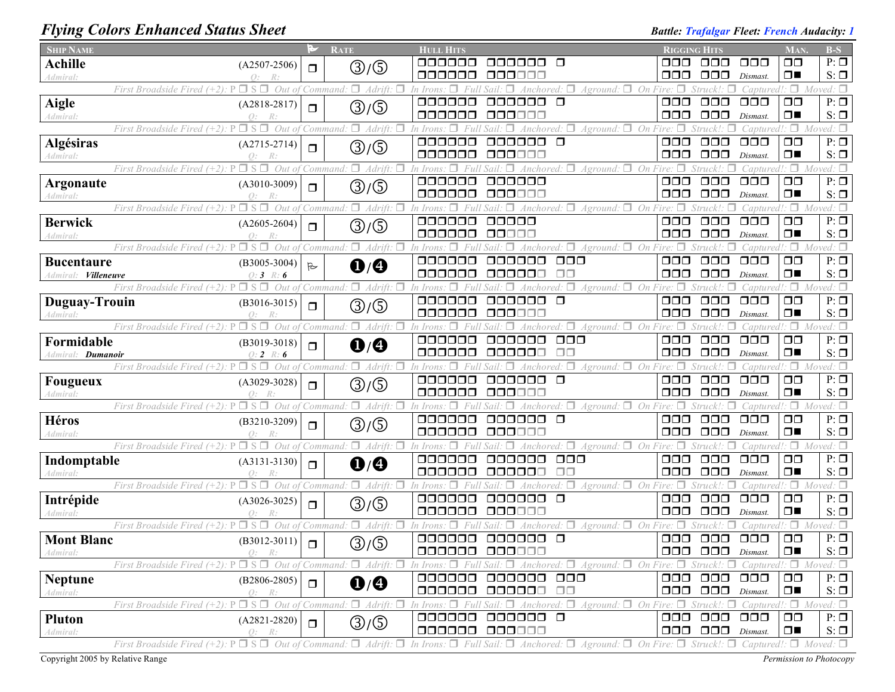# Flying Colors Enhanced Status Sheet

**Battle:** *Trafalgar* **Fleet:** *French* **Audacity:** *1*

| Ship Name | | Flag | Rate | Hull Hits | Rigging Hits | Man. | B-S |
|---|---|---|---|---|---|---|---|
| **Achille** (A2507-2506) | Admiral: Q: R: | ❒ | ③/⑤ | ❒❒❒❒❒❒ ❒❒❒❒❒❒ ❒ / ❒❒❒❒❒❒ ❒❒❒❒❒❒ | ❒❒❒ ❒❒❒ ❒❒❒ / ❒❒❒ ❒❒❒ Dismast. | ❒❒ / ❒■ | P: ❒ S: ❒ |
| **Aigle** (A2818-2817) | Admiral: Q: R: | ❒ | ③/⑤ | ❒❒❒❒❒❒ ❒❒❒❒❒❒ ❒ / ❒❒❒❒❒❒ ❒❒❒❒❒❒ | ❒❒❒ ❒❒❒ ❒❒❒ / ❒❒❒ ❒❒❒ Dismast. | ❒❒ / ❒■ | P: ❒ S: ❒ |
| **Algésiras** (A2715-2714) | Admiral: Q: R: | ❒ | ③/⑤ | ❒❒❒❒❒❒ ❒❒❒❒❒❒ ❒ / ❒❒❒❒❒❒ ❒❒❒❒❒❒ | ❒❒❒ ❒❒❒ ❒❒❒ / ❒❒❒ ❒❒❒ Dismast. | ❒❒ / ❒■ | P: ❒ S: ❒ |
| **Argonaute** (A3010-3009) | Admiral: Q: R: | ❒ | ③/⑤ | ❒❒❒❒❒❒ ❒❒❒❒❒❒ / ❒❒❒❒❒❒ ❒❒❒❒❒❒ | ❒❒❒ ❒❒❒ ❒❒❒ / ❒❒❒ ❒❒❒ Dismast. | ❒❒ / ❒■ | P: ❒ S: ❒ |
| **Berwick** (A2605-2604) | Admiral: Q: R: | ❒ | ③/⑤ | ❒❒❒❒❒❒ ❒❒❒❒❒ / ❒❒❒❒❒❒ ❒❒❒❒❒ | ❒❒❒ ❒❒❒ ❒❒❒ / ❒❒❒ ❒❒❒ Dismast. | ❒❒ / ❒■ | P: ❒ S: ❒ |
| **Bucentaure** (B3005-3004) | Admiral: *Villeneuve* Q: *3* R: *6* | ⚑ | ❶/❹ | ❒❒❒❒❒❒ ❒❒❒❒❒❒ ❒❒❒ / ❒❒❒❒❒❒ ❒❒❒❒❒❒ ❒❒ | ❒❒❒ ❒❒❒ ❒❒❒ / ❒❒❒ ❒❒❒ Dismast. | ❒❒ / ❒■ | P: ❒ S: ❒ |
| **Duguay-Trouin** (B3016-3015) | Admiral: Q: R: | ❒ | ③/⑤ | ❒❒❒❒❒❒ ❒❒❒❒❒❒ ❒ / ❒❒❒❒❒❒ ❒❒❒❒❒❒ | ❒❒❒ ❒❒❒ ❒❒❒ / ❒❒❒ ❒❒❒ Dismast. | ❒❒ / ❒■ | P: ❒ S: ❒ |
| **Formidable** (B3019-3018) | Admiral: *Dumanoir* Q: *2* R: *6* | ❒ | ❶/❹ | ❒❒❒❒❒❒ ❒❒❒❒❒❒ ❒❒❒ / ❒❒❒❒❒❒ ❒❒❒❒❒❒ ❒❒ | ❒❒❒ ❒❒❒ ❒❒❒ / ❒❒❒ ❒❒❒ Dismast. | ❒❒ / ❒■ | P: ❒ S: ❒ |
| **Fougueux** (A3029-3028) | Admiral: Q: R: | ❒ | ③/⑤ | ❒❒❒❒❒❒ ❒❒❒❒❒❒ ❒ / ❒❒❒❒❒❒ ❒❒❒❒❒❒ | ❒❒❒ ❒❒❒ ❒❒❒ / ❒❒❒ ❒❒❒ Dismast. | ❒❒ / ❒■ | P: ❒ S: ❒ |
| **Héros** (B3210-3209) | Admiral: Q: R: | ❒ | ③/⑤ | ❒❒❒❒❒❒ ❒❒❒❒❒❒ ❒ / ❒❒❒❒❒❒ ❒❒❒❒❒❒ | ❒❒❒ ❒❒❒ ❒❒❒ / ❒❒❒ ❒❒❒ Dismast. | ❒❒ / ❒■ | P: ❒ S: ❒ |
| **Indomptable** (A3131-3130) | Admiral: Q: R: | ❒ | ❶/❹ | ❒❒❒❒❒❒ ❒❒❒❒❒❒ ❒❒❒ / ❒❒❒❒❒❒ ❒❒❒❒❒❒ ❒❒ | ❒❒❒ ❒❒❒ ❒❒❒ / ❒❒❒ ❒❒❒ Dismast. | ❒❒ / ❒■ | P: ❒ S: ❒ |
| **Intrépide** (A3026-3025) | Admiral: Q: R: | ❒ | ③/⑤ | ❒❒❒❒❒❒ ❒❒❒❒❒❒ ❒ / ❒❒❒❒❒❒ ❒❒❒❒❒❒ | ❒❒❒ ❒❒❒ ❒❒❒ / ❒❒❒ ❒❒❒ Dismast. | ❒❒ / ❒■ | P: ❒ S: ❒ |
| **Mont Blanc** (B3012-3011) | Admiral: Q: R: | ❒ | ③/⑤ | ❒❒❒❒❒❒ ❒❒❒❒❒❒ ❒ / ❒❒❒❒❒❒ ❒❒❒❒❒❒ | ❒❒❒ ❒❒❒ ❒❒❒ / ❒❒❒ ❒❒❒ Dismast. | ❒❒ / ❒■ | P: ❒ S: ❒ |
| **Neptune** (B2806-2805) | Admiral: Q: R: | ❒ | ❶/❹ | ❒❒❒❒❒❒ ❒❒❒❒❒❒ ❒❒❒ / ❒❒❒❒❒❒ ❒❒❒❒❒❒ ❒❒ | ❒❒❒ ❒❒❒ ❒❒❒ / ❒❒❒ ❒❒❒ Dismast. | ❒❒ / ❒■ | P: ❒ S: ❒ |
| **Pluton** (A2821-2820) | Admiral: Q: R: | ❒ | ③/⑤ | ❒❒❒❒❒❒ ❒❒❒❒❒❒ ❒ / ❒❒❒❒❒❒ ❒❒❒❒❒❒ | ❒❒❒ ❒❒❒ ❒❒❒ / ❒❒❒ ❒❒❒ Dismast. | ❒❒ / ❒■ | P: ❒ S: ❒ |

Each ship row is followed by: *First Broadside Fired (+2): P ❒ S ❒ Out of Command: ❒ Adrift: ❒ In Irons: ❒ Full Sail: ❒ Anchored: ❒ Aground: ❒ On Fire: ❒ Struck!: ❒ Captured!: ❒ Moved: ❒*

Copyright 2005 by Relative Range — *Permission to Photocopy*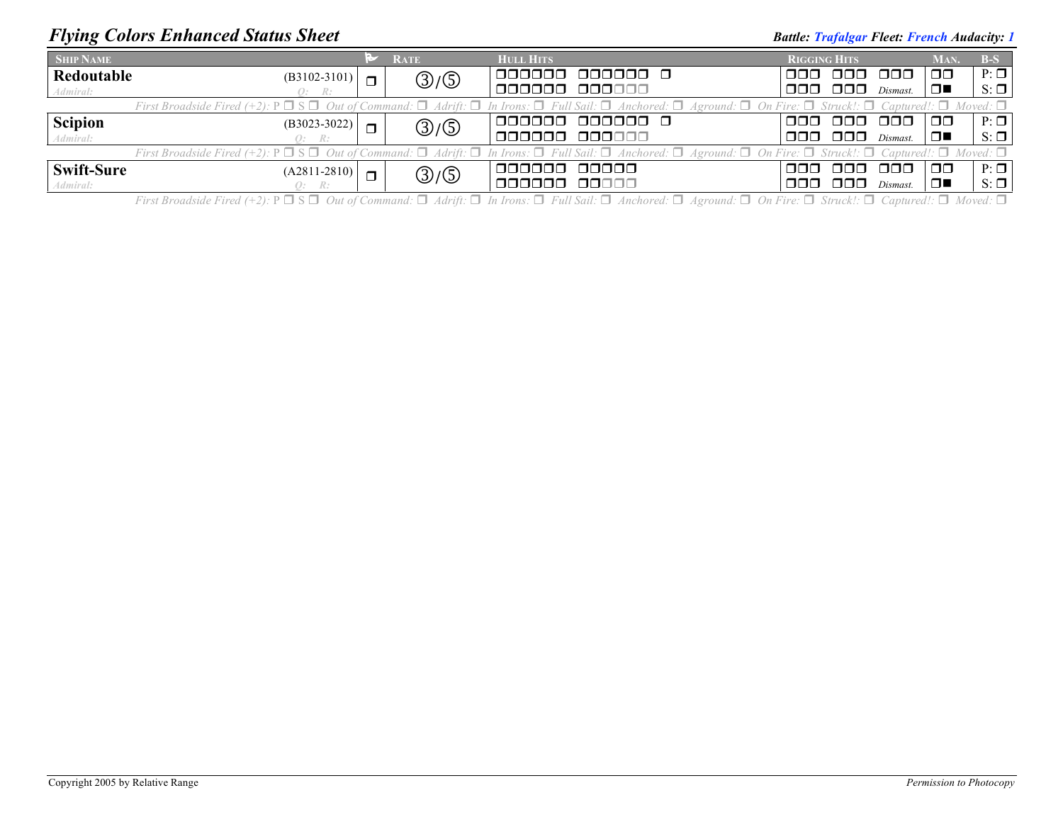# *Flying Colors Enhanced Status Sheet*

***Battle: Trafalgar Fleet: French Audacity: 1***

| SHIP NAME | | ⚑ | RATE | HULL HITS | RIGGING HITS | MAN. | B-S |
|---|---|---|---|---|---|---|---|
| **Redoutable** *Admiral:* | (B3102-3101) *Q: R:* | ❒ | ③/⑤ | ❒❒❒❒❒❒ ❒❒❒❒❒❒ ❒ / ❒❒❒❒❒❒ ❒❒❒❒❒❒ | ❒❒❒ ❒❒❒ ❒❒❒ / ❒❒❒ ❒❒❒ *Dismast.* | ❒❒ / ❒■ | P: ❒ / S: ❒ |
| *First Broadsides Fired (+2):* P ❒ S ❒ *Out of Command:* ❒ *Adrift:* ❒ *In Irons:* ❒ *Full Sail:* ❒ *Anchored:* ❒ *Aground:* ❒ *On Fire:* ❒ *Struck!:* ❒ *Captured!:* ❒ *Moved:* ❒ | | | | | | | |
| **Scipion** *Admiral:* | (B3023-3022) *Q: R:* | ❒ | ③/⑤ | ❒❒❒❒❒❒ ❒❒❒❒❒❒ ❒ / ❒❒❒❒❒❒ ❒❒❒❒❒❒ | ❒❒❒ ❒❒❒ ❒❒❒ / ❒❒❒ ❒❒❒ *Dismast.* | ❒❒ / ❒■ | P: ❒ / S: ❒ |
| *First Broadsides Fired (+2):* P ❒ S ❒ *Out of Command:* ❒ *Adrift:* ❒ *In Irons:* ❒ *Full Sail:* ❒ *Anchored:* ❒ *Aground:* ❒ *On Fire:* ❒ *Struck!:* ❒ *Captured!:* ❒ *Moved:* ❒ | | | | | | | |
| **Swift-Sure** *Admiral:* | (A2811-2810) *Q: R:* | ❒ | ③/⑤ | ❒❒❒❒❒❒ ❒❒❒❒❒ / ❒❒❒❒❒❒ ❒❒❒❒❒ | ❒❒❒ ❒❒❒ ❒❒❒ / ❒❒❒ ❒❒❒ *Dismast.* | ❒❒ / ❒■ | P: ❒ / S: ❒ |
| *First Broadsides Fired (+2):* P ❒ S ❒ *Out of Command:* ❒ *Adrift:* ❒ *In Irons:* ❒ *Full Sail:* ❒ *Anchored:* ❒ *Aground:* ❒ *On Fire:* ❒ *Struck!:* ❒ *Captured!:* ❒ *Moved:* ❒ | | | | | | | |

Copyright 2005 by Relative Range

*Permission to Photocopy*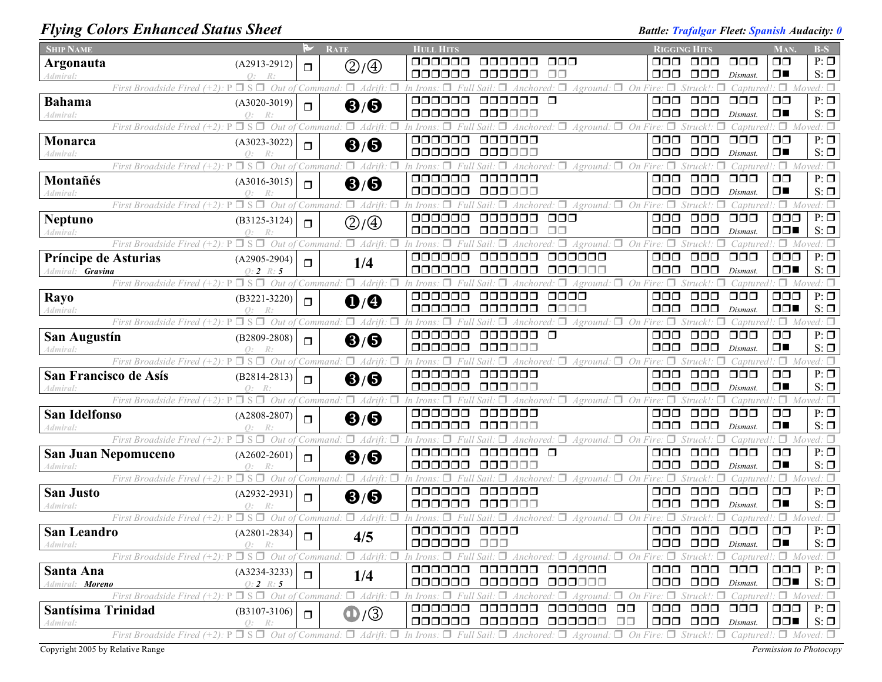# Flying Colors Enhanced Status Sheet

**Battle:** Trafalgar **Fleet:** Spanish **Audacity:** 0

| Ship Name | | Flag | Rate | Hull Hits | Rigging Hits | Man. | B-S |
|---|---|---|---|---|---|---|---|
| **Argonauta** Admiral: | (A2913-2912) Q: R: | ❒ | ②/④ | ❒❒❒❒❒❒ ❒❒❒❒❒❒ ❒❒❒ / ❒❒❒❒❒❒ ❒❒❒❒❒❒ ❒❒ | ❒❒❒ ❒❒❒ ❒❒❒ / ❒❒❒ ❒❒❒ Dismast. | ❒❒ / ❒■ | P: ❒ S: ❒ |
| First Broadside Fired (+2): P ❒ S ❒ Out of Command: ❒ Adrift: ❒ In Irons: ❒ Full Sail: ❒ Anchored: ❒ Aground: ❒ On Fire: ❒ Struck!: ❒ Captured!: ❒ Moved: ❒ | | | | | | | |
| **Bahama** Admiral: | (A3020-3019) Q: R: | ❒ | ❸/❺ | ❒❒❒❒❒❒ ❒❒❒❒❒❒ ❒ / ❒❒❒❒❒❒ ❒❒❒❒❒❒ | ❒❒❒ ❒❒❒ ❒❒❒ / ❒❒❒ ❒❒❒ Dismast. | ❒❒ / ❒■ | P: ❒ S: ❒ |
| First Broadside Fired (+2): P ❒ S ❒ Out of Command: ❒ Adrift: ❒ In Irons: ❒ Full Sail: ❒ Anchored: ❒ Aground: ❒ On Fire: ❒ Struck!: ❒ Captured!: ❒ Moved: ❒ | | | | | | | |
| **Monarca** Admiral: | (A3023-3022) Q: R: | ❒ | ❸/❺ | ❒❒❒❒❒❒ ❒❒❒❒❒❒ / ❒❒❒❒❒❒ ❒❒❒❒❒❒ | ❒❒❒ ❒❒❒ ❒❒❒ / ❒❒❒ ❒❒❒ Dismast. | ❒❒ / ❒■ | P: ❒ S: ❒ |
| First Broadside Fired (+2): P ❒ S ❒ Out of Command: ❒ Adrift: ❒ In Irons: ❒ Full Sail: ❒ Anchored: ❒ Aground: ❒ On Fire: ❒ Struck!: ❒ Captured!: ❒ Moved: ❒ | | | | | | | |
| **Montañés** Admiral: | (A3016-3015) Q: R: | ❒ | ❸/❺ | ❒❒❒❒❒❒ ❒❒❒❒❒❒ / ❒❒❒❒❒❒ ❒❒❒❒❒❒ | ❒❒❒ ❒❒❒ ❒❒❒ / ❒❒❒ ❒❒❒ Dismast. | ❒❒ / ❒■ | P: ❒ S: ❒ |
| First Broadside Fired (+2): P ❒ S ❒ Out of Command: ❒ Adrift: ❒ In Irons: ❒ Full Sail: ❒ Anchored: ❒ Aground: ❒ On Fire: ❒ Struck!: ❒ Captured!: ❒ Moved: ❒ | | | | | | | |
| **Neptuno** Admiral: | (B3125-3124) Q: R: | ❒ | ②/④ | ❒❒❒❒❒❒ ❒❒❒❒❒❒ ❒❒❒ / ❒❒❒❒❒❒ ❒❒❒❒❒❒ ❒❒ | ❒❒❒ ❒❒❒ ❒❒❒ / ❒❒❒ ❒❒❒ Dismast. | ❒❒❒ / ❒❒■ | P: ❒ S: ❒ |
| First Broadside Fired (+2): P ❒ S ❒ Out of Command: ❒ Adrift: ❒ In Irons: ❒ Full Sail: ❒ Anchored: ❒ Aground: ❒ On Fire: ❒ Struck!: ❒ Captured!: ❒ Moved: ❒ | | | | | | | |
| **Príncipe de Asturias** Admiral: **Gravina** | (A2905-2904) Q: **2** R: **5** | ❒ | **1/4** | ❒❒❒❒❒❒ ❒❒❒❒❒❒ ❒❒❒❒❒❒ / ❒❒❒❒❒❒ ❒❒❒❒❒❒ ❒❒❒❒❒❒ | ❒❒❒ ❒❒❒ ❒❒❒ / ❒❒❒ ❒❒❒ Dismast. | ❒❒❒ / ❒❒■ | P: ❒ S: ❒ |
| First Broadside Fired (+2): P ❒ S ❒ Out of Command: ❒ Adrift: ❒ In Irons: ❒ Full Sail: ❒ Anchored: ❒ Aground: ❒ On Fire: ❒ Struck!: ❒ Captured!: ❒ Moved: ❒ | | | | | | | |
| **Rayo** Admiral: | (B3221-3220) Q: R: | ❒ | ❶/❹ | ❒❒❒❒❒❒ ❒❒❒❒❒❒ ❒❒❒❒ / ❒❒❒❒❒❒ ❒❒❒❒❒❒ ❒❒❒❒ | ❒❒❒ ❒❒❒ ❒❒❒ / ❒❒❒ ❒❒❒ Dismast. | ❒❒❒ / ❒❒■ | P: ❒ S: ❒ |
| First Broadside Fired (+2): P ❒ S ❒ Out of Command: ❒ Adrift: ❒ In Irons: ❒ Full Sail: ❒ Anchored: ❒ Aground: ❒ On Fire: ❒ Struck!: ❒ Captured!: ❒ Moved: ❒ | | | | | | | |
| **San Augustín** Admiral: | (B2809-2808) Q: R: | ❒ | ❸/❺ | ❒❒❒❒❒❒ ❒❒❒❒❒❒ ❒ / ❒❒❒❒❒❒ ❒❒❒❒❒❒ | ❒❒❒ ❒❒❒ ❒❒❒ / ❒❒❒ ❒❒❒ Dismast. | ❒❒ / ❒■ | P: ❒ S: ❒ |
| First Broadside Fired (+2): P ❒ S ❒ Out of Command: ❒ Adrift: ❒ In Irons: ❒ Full Sail: ❒ Anchored: ❒ Aground: ❒ On Fire: ❒ Struck!: ❒ Captured!: ❒ Moved: ❒ | | | | | | | |
| **San Francisco de Asís** Admiral: | (B2814-2813) Q: R: | ❒ | ❸/❺ | ❒❒❒❒❒❒ ❒❒❒❒❒❒ / ❒❒❒❒❒❒ ❒❒❒❒❒❒ | ❒❒❒ ❒❒❒ ❒❒❒ / ❒❒❒ ❒❒❒ Dismast. | ❒❒ / ❒■ | P: ❒ S: ❒ |
| First Broadside Fired (+2): P ❒ S ❒ Out of Command: ❒ Adrift: ❒ In Irons: ❒ Full Sail: ❒ Anchored: ❒ Aground: ❒ On Fire: ❒ Struck!: ❒ Captured!: ❒ Moved: ❒ | | | | | | | |
| **San Idelfonso** Admiral: | (A2808-2807) Q: R: | ❒ | ❸/❺ | ❒❒❒❒❒❒ ❒❒❒❒❒❒ / ❒❒❒❒❒❒ ❒❒❒❒❒❒ | ❒❒❒ ❒❒❒ ❒❒❒ / ❒❒❒ ❒❒❒ Dismast. | ❒❒ / ❒■ | P: ❒ S: ❒ |
| First Broadside Fired (+2): P ❒ S ❒ Out of Command: ❒ Adrift: ❒ In Irons: ❒ Full Sail: ❒ Anchored: ❒ Aground: ❒ On Fire: ❒ Struck!: ❒ Captured!: ❒ Moved: ❒ | | | | | | | |
| **San Juan Nepomuceno** Admiral: | (A2602-2601) Q: R: | ❒ | ❸/❺ | ❒❒❒❒❒❒ ❒❒❒❒❒❒ ❒ / ❒❒❒❒❒❒ ❒❒❒❒❒❒ | ❒❒❒ ❒❒❒ ❒❒❒ / ❒❒❒ ❒❒❒ Dismast. | ❒❒ / ❒■ | P: ❒ S: ❒ |
| First Broadside Fired (+2): P ❒ S ❒ Out of Command: ❒ Adrift: ❒ In Irons: ❒ Full Sail: ❒ Anchored: ❒ Aground: ❒ On Fire: ❒ Struck!: ❒ Captured!: ❒ Moved: ❒ | | | | | | | |
| **San Justo** Admiral: | (A2932-2931) Q: R: | ❒ | ❸/❺ | ❒❒❒❒❒❒ ❒❒❒❒❒❒ / ❒❒❒❒❒❒ ❒❒❒❒❒❒ | ❒❒❒ ❒❒❒ ❒❒❒ / ❒❒❒ ❒❒❒ Dismast. | ❒❒ / ❒■ | P: ❒ S: ❒ |
| First Broadside Fired (+2): P ❒ S ❒ Out of Command: ❒ Adrift: ❒ In Irons: ❒ Full Sail: ❒ Anchored: ❒ Aground: ❒ On Fire: ❒ Struck!: ❒ Captured!: ❒ Moved: ❒ | | | | | | | |
| **San Leandro** Admiral: | (A2801-2834) Q: R: | ❒ | **4/5** | ❒❒❒❒❒❒ ❒❒❒❒ / ❒❒❒❒❒❒ ❒❒❒ | ❒❒❒ ❒❒❒ ❒❒❒ / ❒❒❒ ❒❒❒ Dismast. | ❒❒ / ❒■ | P: ❒ S: ❒ |
| First Broadside Fired (+2): P ❒ S ❒ Out of Command: ❒ Adrift: ❒ In Irons: ❒ Full Sail: ❒ Anchored: ❒ Aground: ❒ On Fire: ❒ Struck!: ❒ Captured!: ❒ Moved: ❒ | | | | | | | |
| **Santa Ana** Admiral: **Moreno** | (A3234-3233) Q: **2** R: **5** | ❒ | **1/4** | ❒❒❒❒❒❒ ❒❒❒❒❒❒ ❒❒❒❒❒❒ / ❒❒❒❒❒❒ ❒❒❒❒❒❒ ❒❒❒❒❒❒ | ❒❒❒ ❒❒❒ ❒❒❒ / ❒❒❒ ❒❒❒ Dismast. | ❒❒❒ / ❒❒■ | P: ❒ S: ❒ |
| First Broadside Fired (+2): P ❒ S ❒ Out of Command: ❒ Adrift: ❒ In Irons: ❒ Full Sail: ❒ Anchored: ❒ Aground: ❒ On Fire: ❒ Struck!: ❒ Captured!: ❒ Moved: ❒ | | | | | | | |
| **Santísima Trinidad** Admiral: | (B3107-3106) Q: R: | ❒ | ⓿/③ | ❒❒❒❒❒❒ ❒❒❒❒❒❒ ❒❒❒❒❒❒ ❒❒ / ❒❒❒❒❒❒ ❒❒❒❒❒❒ ❒❒❒❒❒❒ ❒❒ | ❒❒❒ ❒❒❒ ❒❒❒ / ❒❒❒ ❒❒❒ Dismast. | ❒❒❒ / ❒❒■ | P: ❒ S: ❒ |
| First Broadside Fired (+2): P ❒ S ❒ Out of Command: ❒ Adrift: ❒ In Irons: ❒ Full Sail: ❒ Anchored: ❒ Aground: ❒ On Fire: ❒ Struck!: ❒ Captured!: ❒ Moved: ❒ | | | | | | | |

Copyright 2005 by Relative Range — *Permission to Photocopy*